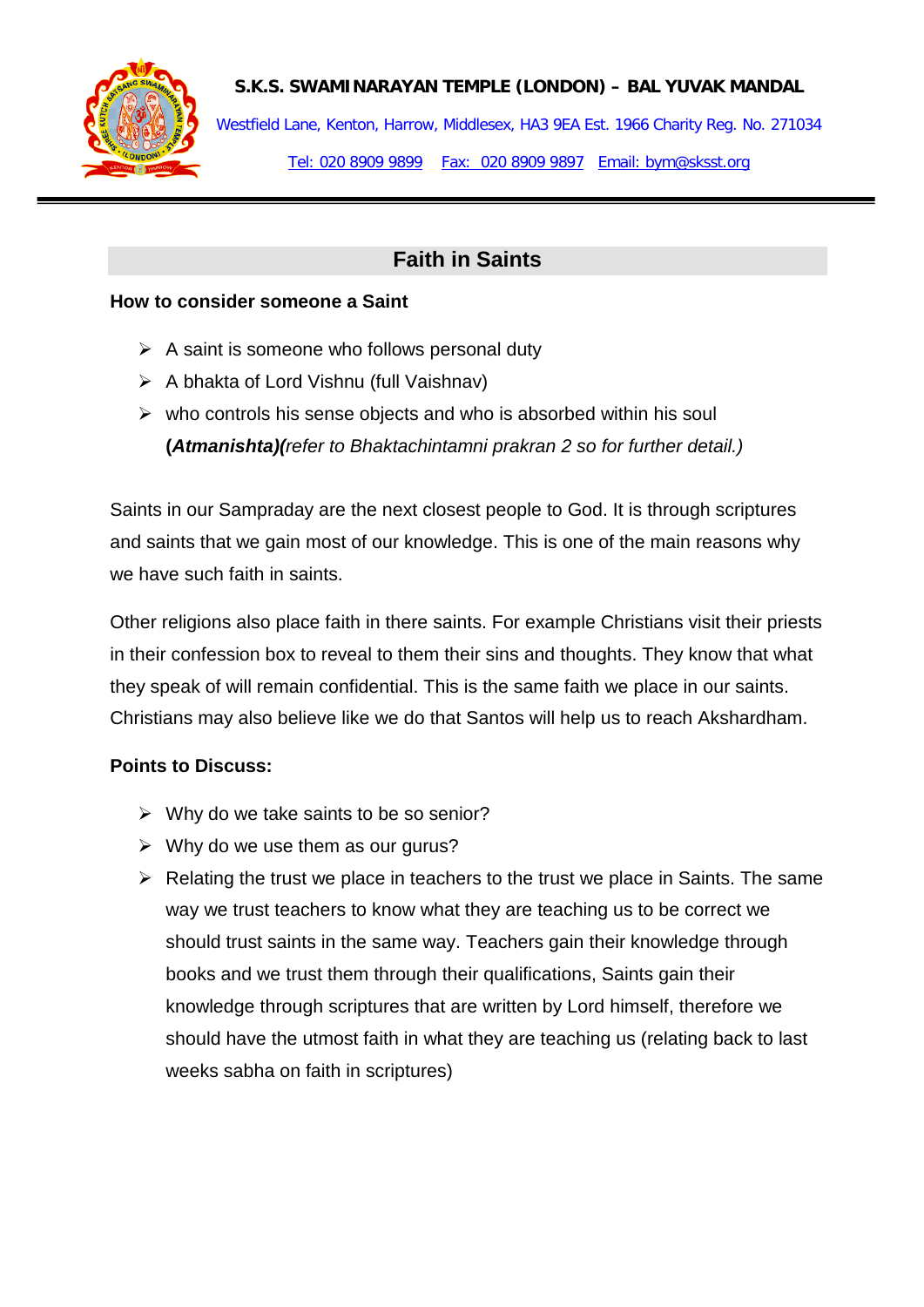**S.K.S. SWAMINARAYAN TEMPLE (LONDON) – BAL YUVAK MANDAL**

Westfield Lane, Kenton, Harrow, Middlesex, HA3 9EA Est. 1966 Charity Reg. No. 271034

Tel: 020 8909 9899 Fax: 020 8909 9897 Email: bym@sksst.org

---

## Faith in Saints

**How to consider someone a Saint**

- A saint is someone who follows personal duty
- A bhakta of Lord Vishnu (full Vaishnav)
- who controls his sense objects and who is absorbed within his soul **(*Atmanishta)(*** *refer to Bhaktachintamni prakran 2 so for further detail.)*

Saints in our Sampraday are the next closest people to God. It is through scriptures and saints that we gain most of our knowledge. This is one of the main reasons why we have such faith in saints.

Other religions also place faith in there saints. For example Christians visit their priests in their confession box to reveal to them their sins and thoughts. They know that what they speak of will remain confidential. This is the same faith we place in our saints. Christians may also believe like we do that Santos will help us to reach Akshardham.

**Points to Discuss:**

- Why do we take saints to be so senior?
- Why do we use them as our gurus?
- Relating the trust we place in teachers to the trust we place in Saints. The same way we trust teachers to know what they are teaching us to be correct we should trust saints in the same way. Teachers gain their knowledge through books and we trust them through their qualifications, Saints gain their knowledge through scriptures that are written by Lord himself, therefore we should have the utmost faith in what they are teaching us (relating back to last weeks sabha on faith in scriptures)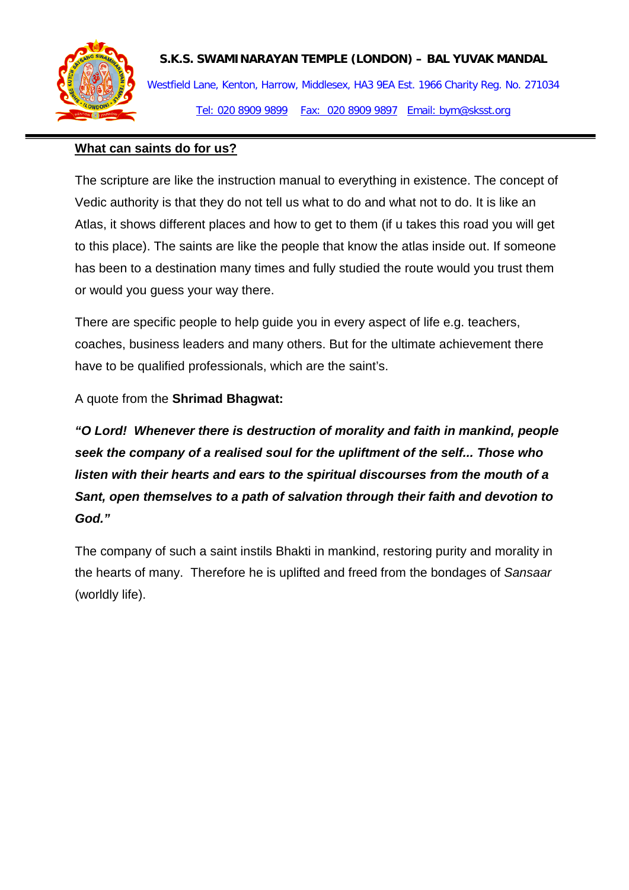**What can saints do for us?**

The scripture are like the instruction manual to everything in existence. The concept of Vedic authority is that they do not tell us what to do and what not to do. It is like an Atlas, it shows different places and how to get to them (if u takes this road you will get to this place). The saints are like the people that know the atlas inside out. If someone has been to a destination many times and fully studied the route would you trust them or would you guess your way there.

There are specific people to help guide you in every aspect of life e.g. teachers, coaches, business leaders and many others. But for the ultimate achievement there have to be qualified professionals, which are the saint's.

A quote from the **Shrimad Bhagwat:**

***"O Lord! Whenever there is destruction of morality and faith in mankind, people seek the company of a realised soul for the upliftment of the self... Those who listen with their hearts and ears to the spiritual discourses from the mouth of a Sant, open themselves to a path of salvation through their faith and devotion to God."***

The company of such a saint instils Bhakti in mankind, restoring purity and morality in the hearts of many. Therefore he is uplifted and freed from the bondages of *Sansaar* (worldly life).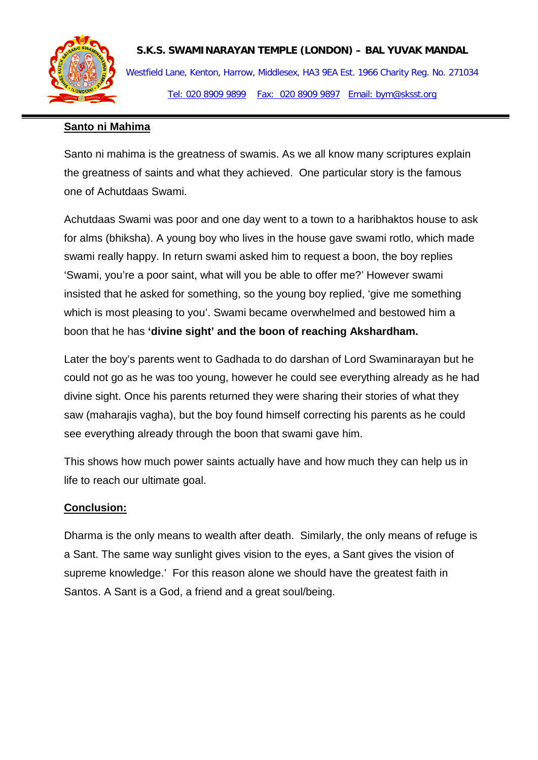**S.K.S. SWAMINARAYAN TEMPLE (LONDON) – BAL YUVAK MANDAL**

Westfield Lane, Kenton, Harrow, Middlesex, HA3 9EA Est. 1966 Charity Reg. No. 271034

Tel: 020 8909 9899 Fax: 020 8909 9897 Email: bym@sksst.org

---

## Santo ni Mahima

Santo ni mahima is the greatness of swamis. As we all know many scriptures explain the greatness of saints and what they achieved. One particular story is the famous one of Achutdaas Swami.

Achutdaas Swami was poor and one day went to a town to a haribhaktos house to ask for alms (bhiksha). A young boy who lives in the house gave swami rotlo, which made swami really happy. In return swami asked him to request a boon, the boy replies 'Swami, you're a poor saint, what will you be able to offer me?' However swami insisted that he asked for something, so the young boy replied, 'give me something which is most pleasing to you'. Swami became overwhelmed and bestowed him a boon that he has **'divine sight' and the boon of reaching Akshardham.**

Later the boy's parents went to Gadhada to do darshan of Lord Swaminarayan but he could not go as he was too young, however he could see everything already as he had divine sight. Once his parents returned they were sharing their stories of what they saw (maharajis vagha), but the boy found himself correcting his parents as he could see everything already through the boon that swami gave him.

This shows how much power saints actually have and how much they can help us in life to reach our ultimate goal.

## Conclusion:

Dharma is the only means to wealth after death. Similarly, the only means of refuge is a Sant. The same way sunlight gives vision to the eyes, a Sant gives the vision of supreme knowledge.' For this reason alone we should have the greatest faith in Santos. A Sant is a God, a friend and a great soul/being.